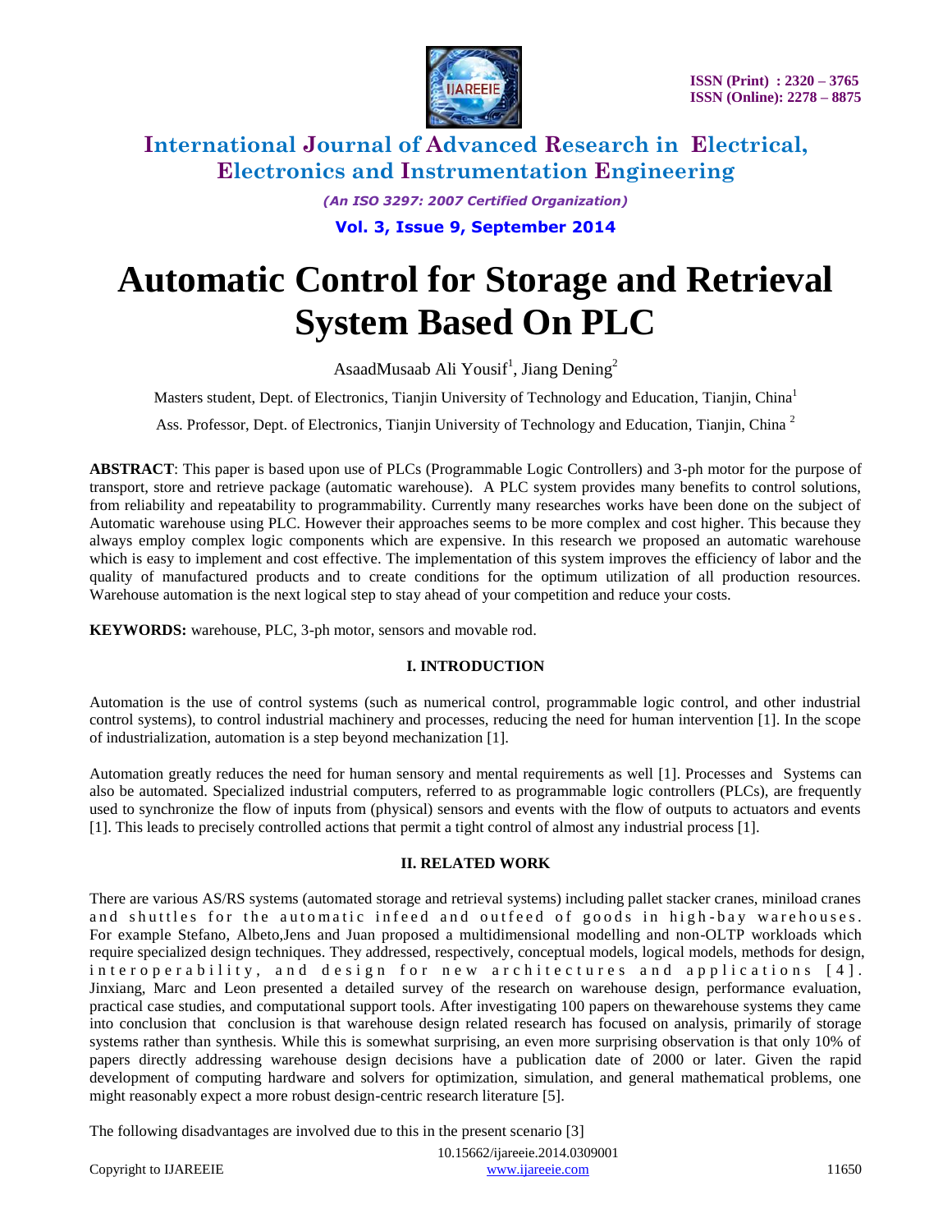# Automatic Control for Storage and Retrieval System Based On PLC

AsaadMusaab Ali Yousif[1], Jiang Dening[2]

Masters student, Dept. of Electronics, Tianjin University of Technology and Education, Tianjin, China[1]

Ass. Professor, Dept. of Electronics, Tianjin University of Technology and Education, Tianjin, China [2]

**ABSTRACT**: This paper is based upon use of PLCs (Programmable Logic Controllers) and 3-ph motor for the purpose of transport, store and retrieve package (automatic warehouse). A PLC system provides many benefits to control solutions, from reliability and repeatability to programmability. Currently many researches works have been done on the subject of Automatic warehouse using PLC. However their approaches seems to be more complex and cost higher. This because they always employ complex logic components which are expensive. In this research we proposed an automatic warehouse which is easy to implement and cost effective. The implementation of this system improves the efficiency of labor and the quality of manufactured products and to create conditions for the optimum utilization of all production resources. Warehouse automation is the next logical step to stay ahead of your competition and reduce your costs.

**KEYWORDS:** warehouse, PLC, 3-ph motor, sensors and movable rod.

## I. INTRODUCTION

Automation is the use of control systems (such as numerical control, programmable logic control, and other industrial control systems), to control industrial machinery and processes, reducing the need for human intervention [1]. In the scope of industrialization, automation is a step beyond mechanization [1].

Automation greatly reduces the need for human sensory and mental requirements as well [1]. Processes and Systems can also be automated. Specialized industrial computers, referred to as programmable logic controllers (PLCs), are frequently used to synchronize the flow of inputs from (physical) sensors and events with the flow of outputs to actuators and events [1]. This leads to precisely controlled actions that permit a tight control of almost any industrial process [1].

## II. RELATED WORK

There are various AS/RS systems (automated storage and retrieval systems) including pallet stacker cranes, miniload cranes and shuttles for the automatic infeed and outfeed of goods in high-bay warehouses. For example Stefano, Albeto,Jens and Juan proposed a multidimensional modelling and non-OLTP workloads which require specialized design techniques. They addressed, respectively, conceptual models, logical models, methods for design, interoperability, and design for new architectures and applications [4]. Jinxiang, Marc and Leon presented a detailed survey of the research on warehouse design, performance evaluation, practical case studies, and computational support tools. After investigating 100 papers on thewarehouse systems they came into conclusion that conclusion is that warehouse design related research has focused on analysis, primarily of storage systems rather than synthesis. While this is somewhat surprising, an even more surprising observation is that only 10% of papers directly addressing warehouse design decisions have a publication date of 2000 or later. Given the rapid development of computing hardware and solvers for optimization, simulation, and general mathematical problems, one might reasonably expect a more robust design-centric research literature [5].

The following disadvantages are involved due to this in the present scenario [3]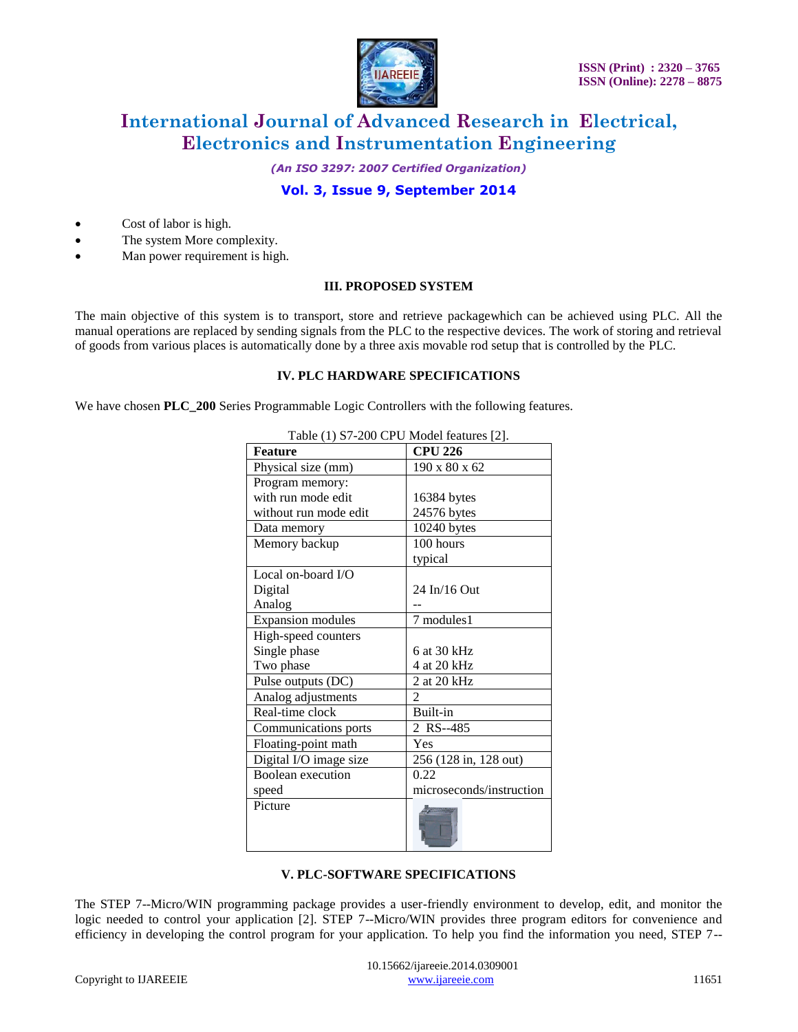- Cost of labor is high.
- The system More complexity.
- Man power requirement is high.

## III. PROPOSED SYSTEM

The main objective of this system is to transport, store and retrieve packagewhich can be achieved using PLC. All the manual operations are replaced by sending signals from the PLC to the respective devices. The work of storing and retrieval of goods from various places is automatically done by a three axis movable rod setup that is controlled by the PLC.

## IV. PLC HARDWARE SPECIFICATIONS

We have chosen **PLC_200** Series Programmable Logic Controllers with the following features.

Table (1) S7-200 CPU Model features [2].

| Feature | CPU 226 |
|---|---|
| Physical size (mm) | 190 x 80 x 62 |
| Program memory:<br>with run mode edit<br>without run mode edit | <br>16384 bytes<br>24576 bytes |
| Data memory | 10240 bytes |
| Memory backup | 100 hours typical |
| Local on-board I/O<br>Digital<br>Analog | <br>24 In/16 Out<br>-- |
| Expansion modules | 7 modules1 |
| High-speed counters<br>Single phase<br>Two phase | <br>6 at 30 kHz<br>4 at 20 kHz |
| Pulse outputs (DC) | 2 at 20 kHz |
| Analog adjustments | 2 |
| Real-time clock | Built-in |
| Communications ports | 2 RS--485 |
| Floating-point math | Yes |
| Digital I/O image size | 256 (128 in, 128 out) |
| Boolean execution speed | 0.22 microseconds/instruction |
| Picture | |

## V. PLC-SOFTWARE SPECIFICATIONS

The STEP 7--Micro/WIN programming package provides a user-friendly environment to develop, edit, and monitor the logic needed to control your application [2]. STEP 7--Micro/WIN provides three program editors for convenience and efficiency in developing the control program for your application. To help you find the information you need, STEP 7--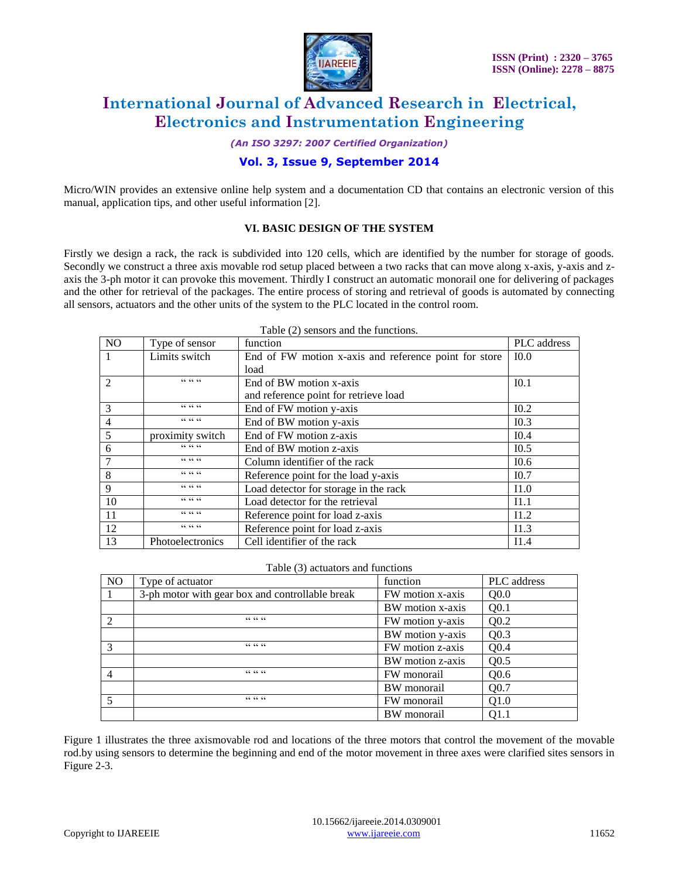Micro/WIN provides an extensive online help system and a documentation CD that contains an electronic version of this manual, application tips, and other useful information [2].

### VI. BASIC DESIGN OF THE SYSTEM

Firstly we design a rack, the rack is subdivided into 120 cells, which are identified by the number for storage of goods. Secondly we construct a three axis movable rod setup placed between a two racks that can move along x-axis, y-axis and z-axis the 3-ph motor it can provoke this movement. Thirdly I construct an automatic monorail one for delivering of packages and the other for retrieval of the packages. The entire process of storing and retrieval of goods is automated by connecting all sensors, actuators and the other units of the system to the PLC located in the control room.

Table (2) sensors and the functions.

| NO | Type of sensor | function | PLC address |
|---|---|---|---|
| 1 | Limits switch | End of FW motion x-axis and reference point for store load | I0.0 |
| 2 | " " " | End of BW motion x-axis and reference point for retrieve load | I0.1 |
| 3 | " " " | End of FW motion y-axis | I0.2 |
| 4 | " " " | End of BW motion y-axis | I0.3 |
| 5 | proximity switch | End of FW motion z-axis | I0.4 |
| 6 | " " " | End of BW motion z-axis | I0.5 |
| 7 | " " " | Column identifier of the rack | I0.6 |
| 8 | " " " | Reference point for the load y-axis | I0.7 |
| 9 | " " " | Load detector for storage in the rack | I1.0 |
| 10 | " " " | Load detector for the retrieval | I1.1 |
| 11 | " " " | Reference point for load z-axis | I1.2 |
| 12 | " " " | Reference point for load z-axis | I1.3 |
| 13 | Photoelectronics | Cell identifier of the rack | I1.4 |

Table (3) actuators and functions

| NO | Type of actuator | function | PLC address |
|---|---|---|---|
| 1 | 3-ph motor with gear box and controllable break | FW motion x-axis | Q0.0 |
| | | BW motion x-axis | Q0.1 |
| 2 | " " " | FW motion y-axis | Q0.2 |
| | | BW motion y-axis | Q0.3 |
| 3 | " " " | FW motion z-axis | Q0.4 |
| | | BW motion z-axis | Q0.5 |
| 4 | " " " | FW monorail | Q0.6 |
| | | BW monorail | Q0.7 |
| 5 | " " " | FW monorail | Q1.0 |
| | | BW monorail | Q1.1 |

Figure 1 illustrates the three axismovable rod and locations of the three motors that control the movement of the movable rod.by using sensors to determine the beginning and end of the motor movement in three axes were clarified sites sensors in Figure 2-3.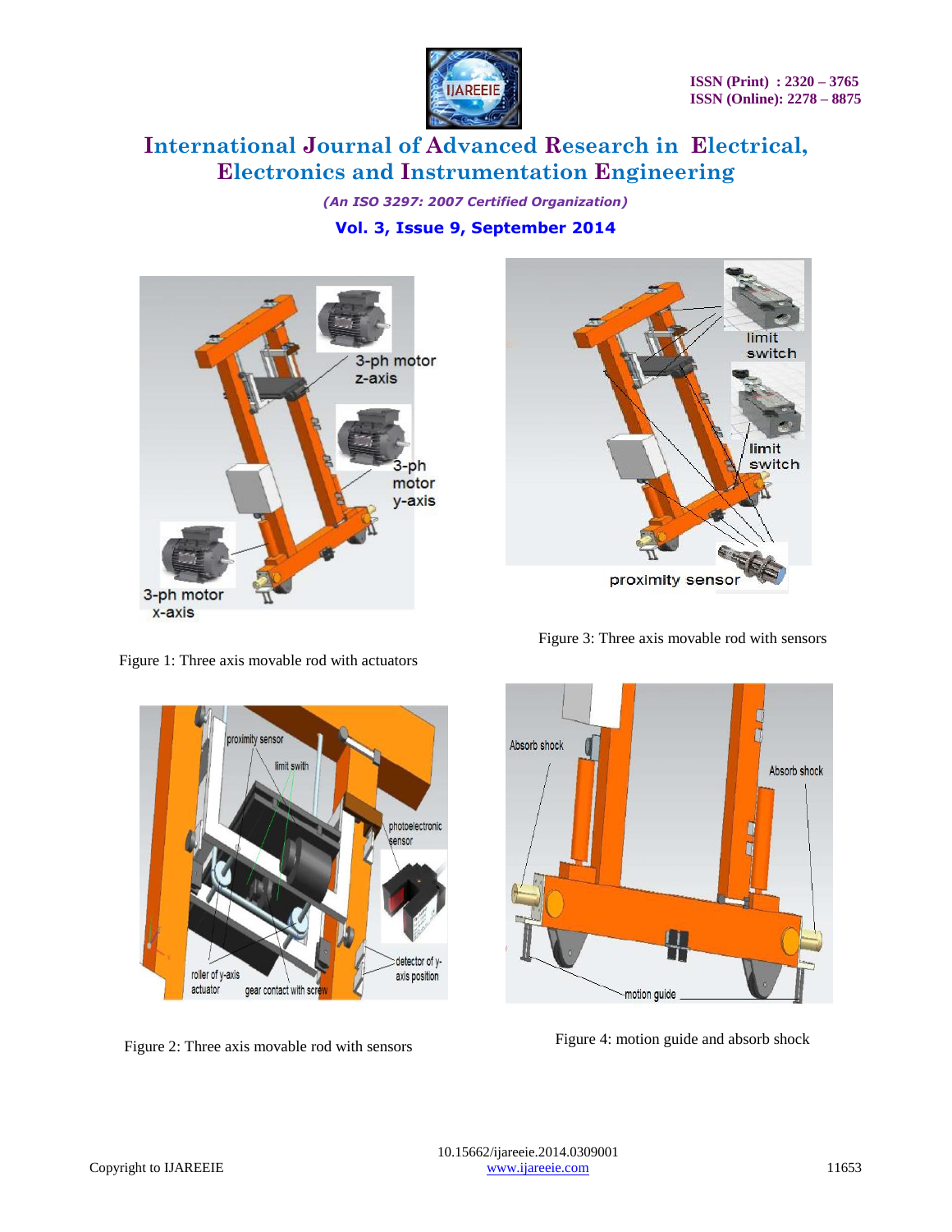Figure 1: Three axis movable rod with actuators

Figure 3: Three axis movable rod with sensors

Figure 2: Three axis movable rod with sensors

Figure 4: motion guide and absorb shock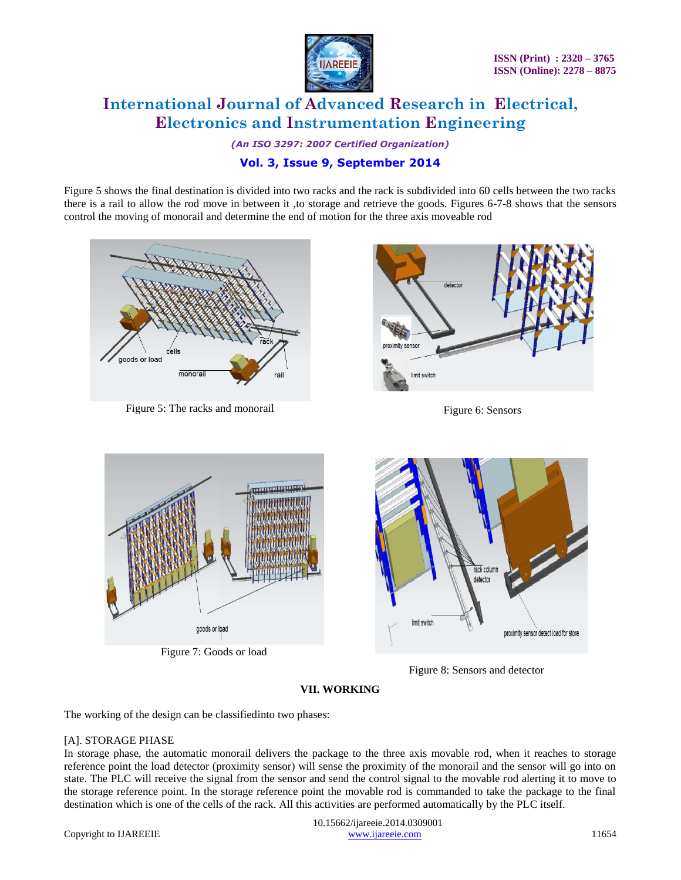Figure 5 shows the final destination is divided into two racks and the rack is subdivided into 60 cells between the two racks there is a rail to allow the rod move in between it ,to storage and retrieve the goods. Figures 6-7-8 shows that the sensors control the moving of monorail and determine the end of motion for the three axis moveable rod

Figure 5: The racks and monorail

Figure 6: Sensors

Figure 7: Goods or load

Figure 8: Sensors and detector

## VII. WORKING

The working of the design can be classifiedinto two phases:

### [A]. STORAGE PHASE

In storage phase, the automatic monorail delivers the package to the three axis movable rod, when it reaches to storage reference point the load detector (proximity sensor) will sense the proximity of the monorail and the sensor will go into on state. The PLC will receive the signal from the sensor and send the control signal to the movable rod alerting it to move to the storage reference point. In the storage reference point the movable rod is commanded to take the package to the final destination which is one of the cells of the rack. All this activities are performed automatically by the PLC itself.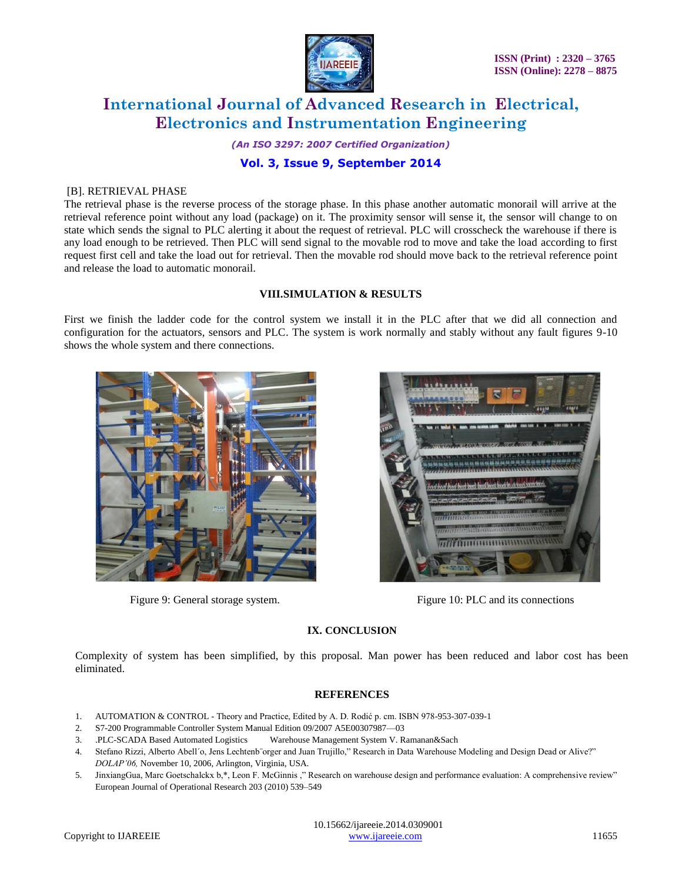### [B]. RETRIEVAL PHASE

The retrieval phase is the reverse process of the storage phase. In this phase another automatic monorail will arrive at the retrieval reference point without any load (package) on it. The proximity sensor will sense it, the sensor will change to on state which sends the signal to PLC alerting it about the request of retrieval. PLC will crosscheck the warehouse if there is any load enough to be retrieved. Then PLC will send signal to the movable rod to move and take the load according to first request first cell and take the load out for retrieval. Then the movable rod should move back to the retrieval reference point and release the load to automatic monorail.

## VIII.SIMULATION & RESULTS

First we finish the ladder code for the control system we install it in the PLC after that we did all connection and configuration for the actuators, sensors and PLC. The system is work normally and stably without any fault figures 9-10 shows the whole system and there connections.

Figure 9: General storage system.

Figure 10: PLC and its connections

## IX. CONCLUSION

Complexity of system has been simplified, by this proposal. Man power has been reduced and labor cost has been eliminated.

## REFERENCES

1. AUTOMATION & CONTROL - Theory and Practice, Edited by A. D. Rodić p. cm. ISBN 978-953-307-039-1
2. S7-200 Programmable Controller System Manual Edition 09/2007 A5E00307987—03
3. .PLC-SCADA Based Automated Logistics Warehouse Management System V. Ramanan&Sach
4. Stefano Rizzi, Alberto Abell´o, Jens Lechtenb¨orger and Juan Trujillo," Research in Data Warehouse Modeling and Design Dead or Alive?" *DOLAP'06,* November 10, 2006, Arlington, Virginia, USA.
5. JinxiangGua, Marc Goetschalckx b,*, Leon F. McGinnis ," Research on warehouse design and performance evaluation: A comprehensive review" European Journal of Operational Research 203 (2010) 539–549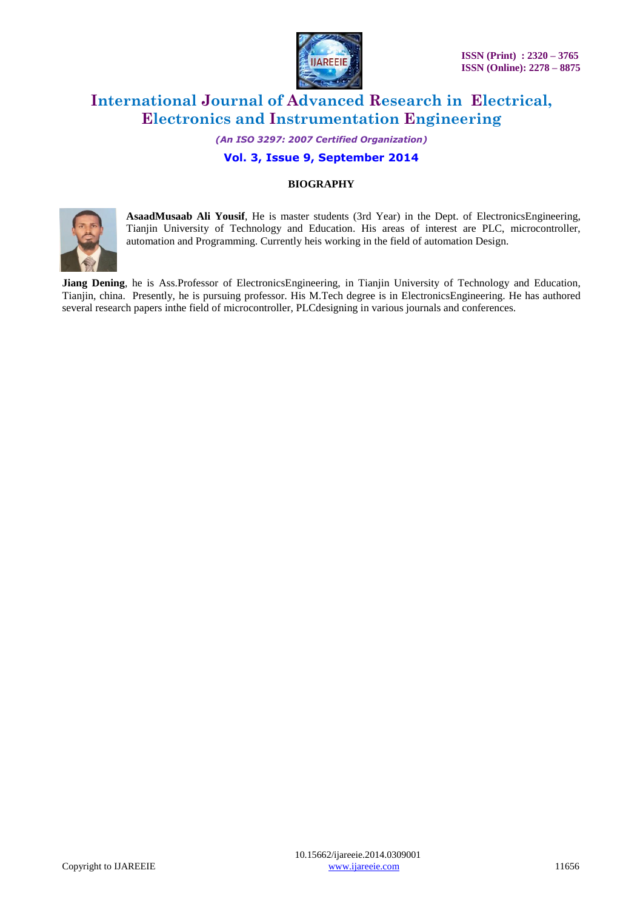**BIOGRAPHY**

**AsaadMusaab Ali Yousif**, He is master students (3rd Year) in the Dept. of ElectronicsEngineering, Tianjin University of Technology and Education. His areas of interest are PLC, microcontroller, automation and Programming. Currently heis working in the field of automation Design.

**Jiang Dening**, he is Ass.Professor of ElectronicsEngineering, in Tianjin University of Technology and Education, Tianjin, china. Presently, he is pursuing professor. His M.Tech degree is in ElectronicsEngineering. He has authored several research papers inthe field of microcontroller, PLCdesigning in various journals and conferences.